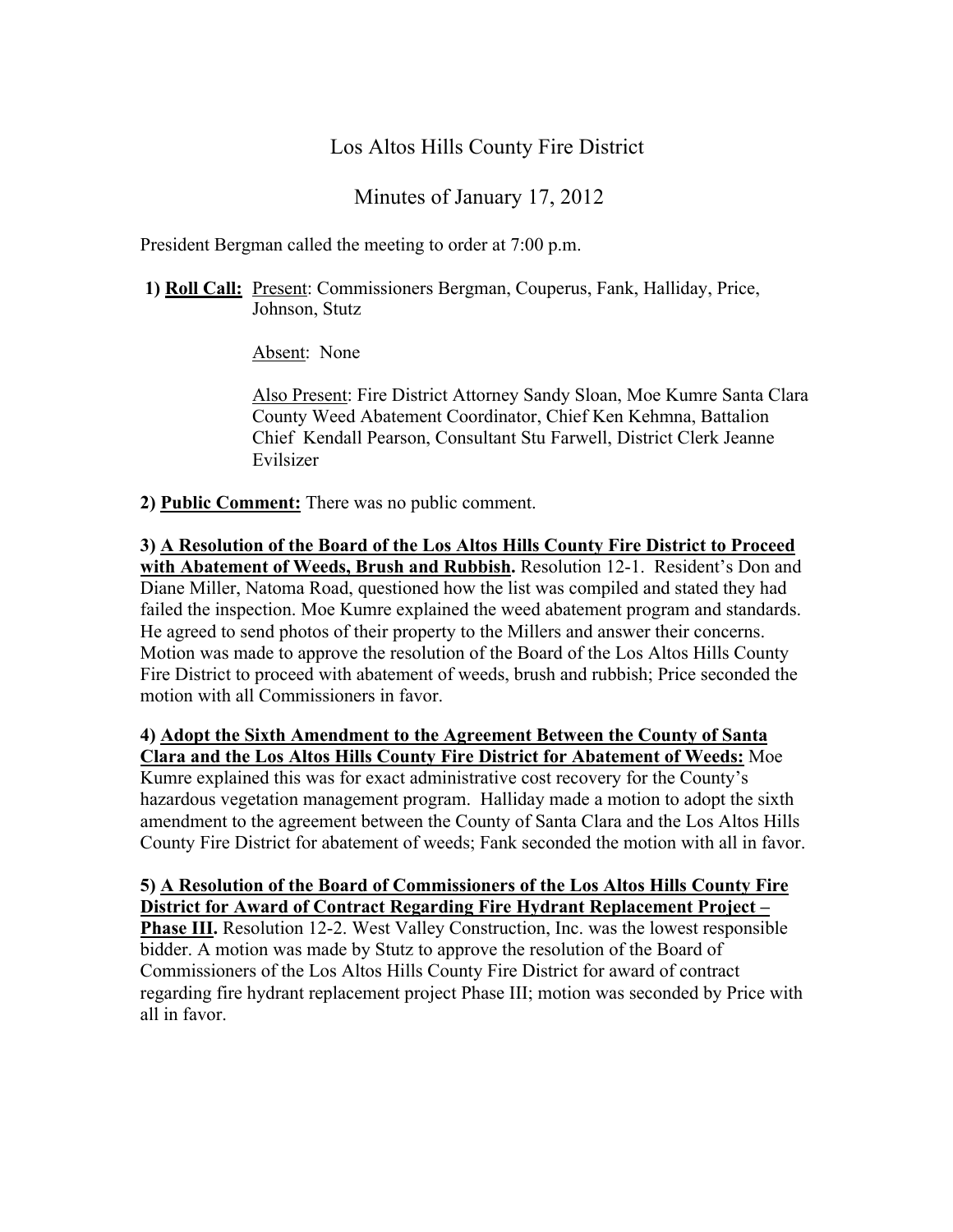# Los Altos Hills County Fire District

## Minutes of January 17, 2012

President Bergman called the meeting to order at 7:00 p.m.

**1) Roll Call:** Present: Commissioners Bergman, Couperus, Fank, Halliday, Price, Johnson, Stutz

Absent: None

Also Present: Fire District Attorney Sandy Sloan, Moe Kumre Santa Clara County Weed Abatement Coordinator, Chief Ken Kehmna, Battalion Chief Kendall Pearson, Consultant Stu Farwell, District Clerk Jeanne Evilsizer

**2) Public Comment:** There was no public comment.

**3) A Resolution of the Board of the Los Altos Hills County Fire District to Proceed with Abatement of Weeds, Brush and Rubbish.** Resolution 12-1. Resident's Don and Diane Miller, Natoma Road, questioned how the list was compiled and stated they had failed the inspection. Moe Kumre explained the weed abatement program and standards. He agreed to send photos of their property to the Millers and answer their concerns. Motion was made to approve the resolution of the Board of the Los Altos Hills County Fire District to proceed with abatement of weeds, brush and rubbish; Price seconded the motion with all Commissioners in favor.

**4) Adopt the Sixth Amendment to the Agreement Between the County of Santa Clara and the Los Altos Hills County Fire District for Abatement of Weeds:** Moe Kumre explained this was for exact administrative cost recovery for the County's hazardous vegetation management program. Halliday made a motion to adopt the sixth amendment to the agreement between the County of Santa Clara and the Los Altos Hills County Fire District for abatement of weeds; Fank seconded the motion with all in favor.

**5) A Resolution of the Board of Commissioners of the Los Altos Hills County Fire District for Award of Contract Regarding Fire Hydrant Replacement Project – Phase III.** Resolution 12-2. West Valley Construction, Inc. was the lowest responsible bidder. A motion was made by Stutz to approve the resolution of the Board of Commissioners of the Los Altos Hills County Fire District for award of contract regarding fire hydrant replacement project Phase III; motion was seconded by Price with all in favor.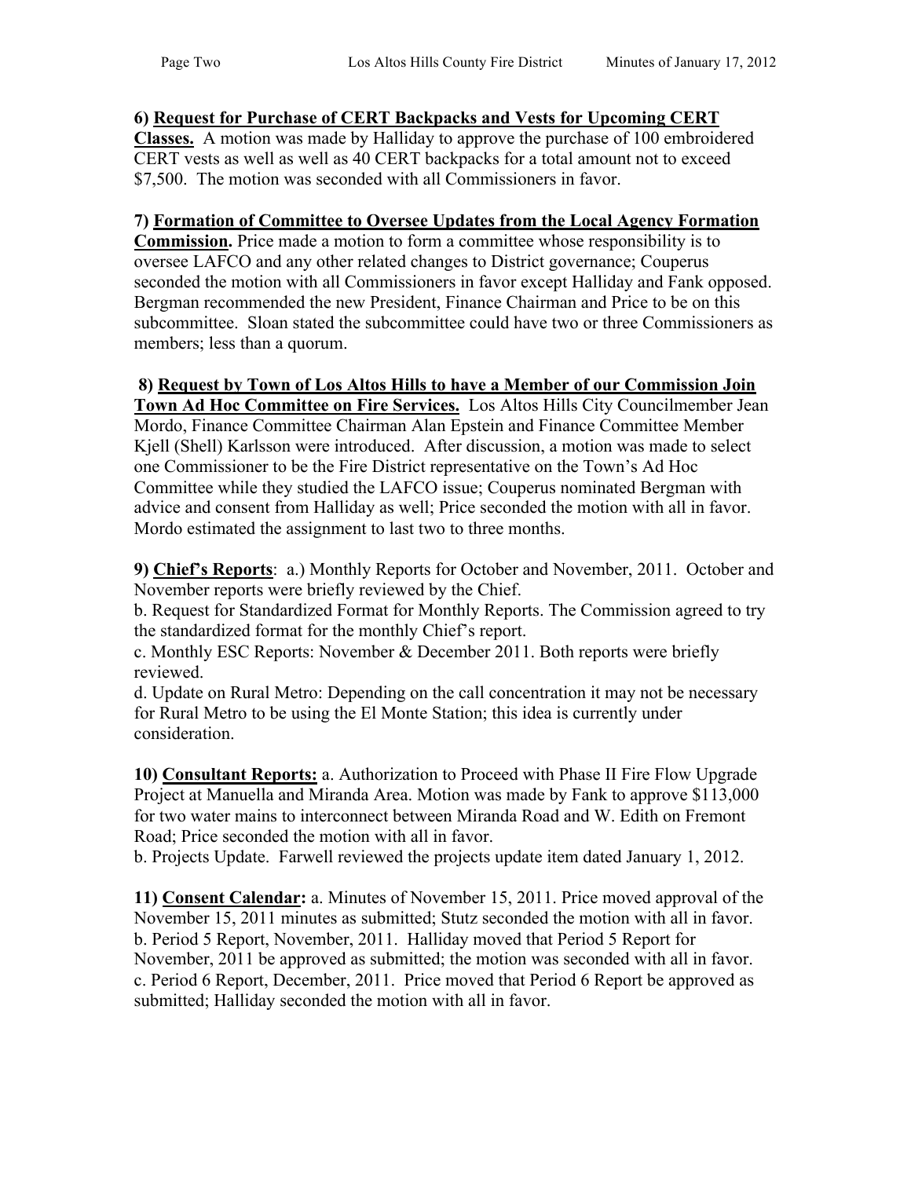**6) <u>Request for Purchase of CERT Backpacks and Vests for Upcoming CERT Classes.</u>** A motion was made by Halliday to approve the purchase of 100 embroidered CERT vests as well as well as 40 CERT backpacks for a total amount not to exceed $7,500. The motion was seconded with all Commissioners in favor.

**7) <u>Formation of Committee to Oversee Updates from the Local Agency Formation Commission</u>.** Price made a motion to form a committee whose responsibility is to oversee LAFCO and any other related changes to District governance; Couperus seconded the motion with all Commissioners in favor except Halliday and Fank opposed. Bergman recommended the new President, Finance Chairman and Price to be on this subcommittee. Sloan stated the subcommittee could have two or three Commissioners as members; less than a quorum.

**8) <u>Request by Town of Los Altos Hills to have a Member of our Commission Join Town Ad Hoc Committee on Fire Services.</u>** Los Altos Hills City Councilmember Jean Mordo, Finance Committee Chairman Alan Epstein and Finance Committee Member Kjell (Shell) Karlsson were introduced. After discussion, a motion was made to select one Commissioner to be the Fire District representative on the Town's Ad Hoc Committee while they studied the LAFCO issue; Couperus nominated Bergman with advice and consent from Halliday as well; Price seconded the motion with all in favor. Mordo estimated the assignment to last two to three months.

**9) <u>Chief's Reports</u>**: a.) Monthly Reports for October and November, 2011. October and November reports were briefly reviewed by the Chief.

b. Request for Standardized Format for Monthly Reports. The Commission agreed to try the standardized format for the monthly Chief's report.

c. Monthly ESC Reports: November & December 2011. Both reports were briefly reviewed.

d. Update on Rural Metro: Depending on the call concentration it may not be necessary for Rural Metro to be using the El Monte Station; this idea is currently under consideration.

**10) <u>Consultant Reports:</u>** a. Authorization to Proceed with Phase II Fire Flow Upgrade Project at Manuella and Miranda Area. Motion was made by Fank to approve $113,000 for two water mains to interconnect between Miranda Road and W. Edith on Fremont Road; Price seconded the motion with all in favor.

b. Projects Update. Farwell reviewed the projects update item dated January 1, 2012.

**11) <u>Consent Calendar:</u>** a. Minutes of November 15, 2011. Price moved approval of the November 15, 2011 minutes as submitted; Stutz seconded the motion with all in favor.

b. Period 5 Report, November, 2011. Halliday moved that Period 5 Report for November, 2011 be approved as submitted; the motion was seconded with all in favor.

c. Period 6 Report, December, 2011. Price moved that Period 6 Report be approved as submitted; Halliday seconded the motion with all in favor.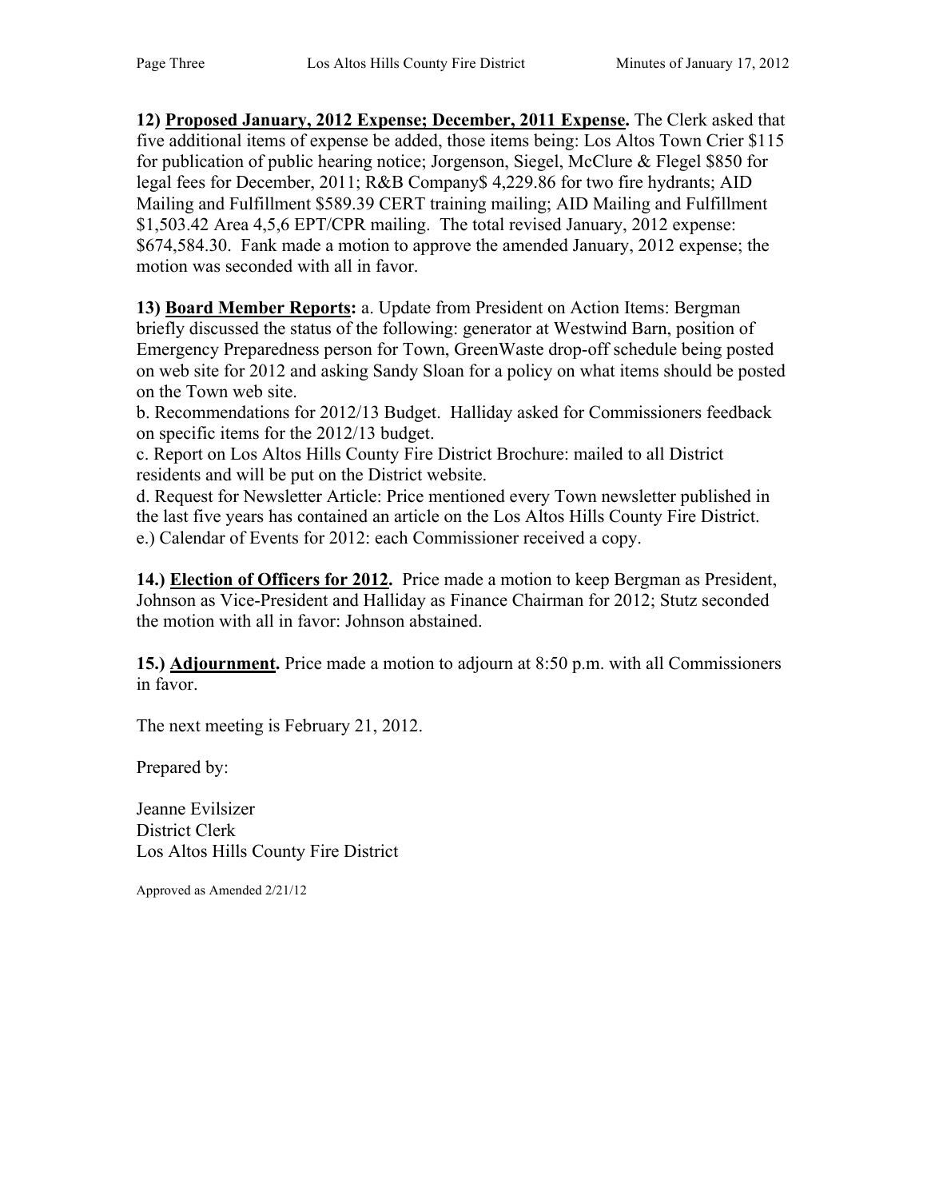**12) <u>Proposed January, 2012 Expense; December, 2011 Expense</u>.** The Clerk asked that five additional items of expense be added, those items being: Los Altos Town Crier $115 for publication of public hearing notice; Jorgenson, Siegel, McClure & Flegel $850 for legal fees for December, 2011; R&B Company$ 4,229.86 for two fire hydrants; AID Mailing and Fulfillment $589.39 CERT training mailing; AID Mailing and Fulfillment $1,503.42 Area 4,5,6 EPT/CPR mailing. The total revised January, 2012 expense: $674,584.30. Fank made a motion to approve the amended January, 2012 expense; the motion was seconded with all in favor.

**13) <u>Board Member Reports</u>:** a. Update from President on Action Items: Bergman briefly discussed the status of the following: generator at Westwind Barn, position of Emergency Preparedness person for Town, GreenWaste drop-off schedule being posted on web site for 2012 and asking Sandy Sloan for a policy on what items should be posted on the Town web site.

b. Recommendations for 2012/13 Budget. Halliday asked for Commissioners feedback on specific items for the 2012/13 budget.

c. Report on Los Altos Hills County Fire District Brochure: mailed to all District residents and will be put on the District website.

d. Request for Newsletter Article: Price mentioned every Town newsletter published in the last five years has contained an article on the Los Altos Hills County Fire District.

e.) Calendar of Events for 2012: each Commissioner received a copy.

**14.) <u>Election of Officers for 2012</u>.** Price made a motion to keep Bergman as President, Johnson as Vice-President and Halliday as Finance Chairman for 2012; Stutz seconded the motion with all in favor: Johnson abstained.

**15.) <u>Adjournment</u>.** Price made a motion to adjourn at 8:50 p.m. with all Commissioners in favor.

The next meeting is February 21, 2012.

Prepared by:

Jeanne Evilsizer
District Clerk
Los Altos Hills County Fire District

Approved as Amended 2/21/12